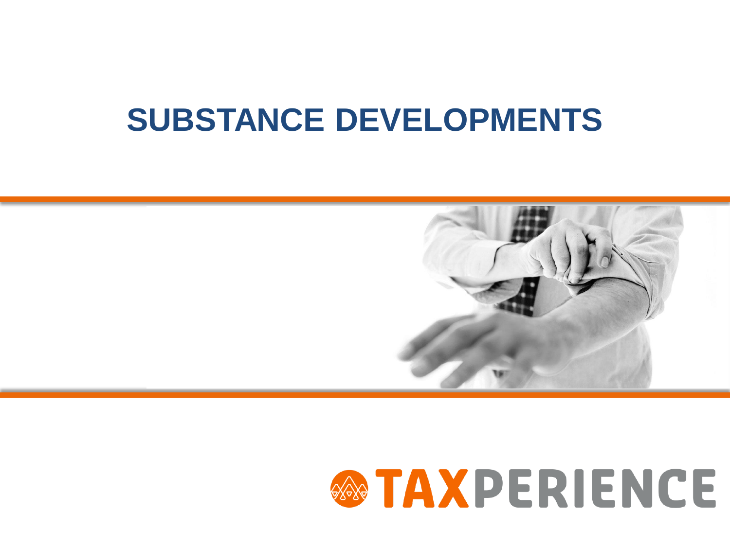# SUBSTANCE DEVELOPMENTS

TAXPERIENCE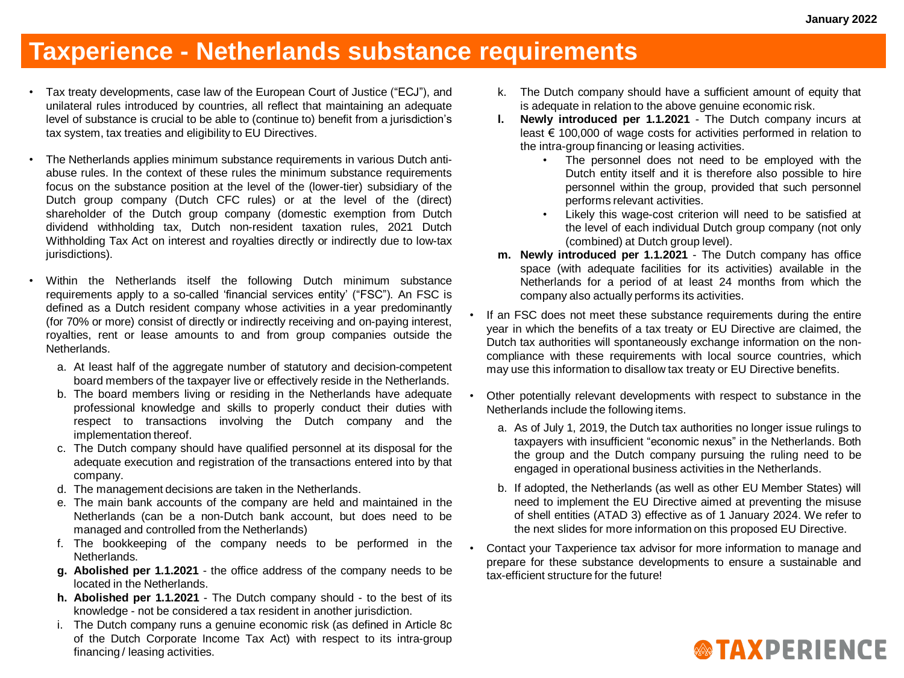# Taxperience - Netherlands substance requirements

- Tax treaty developments, case law of the European Court of Justice ("ECJ"), and unilateral rules introduced by countries, all reflect that maintaining an adequate level of substance is crucial to be able to (continue to) benefit from a jurisdiction's tax system, tax treaties and eligibility to EU Directives.

- The Netherlands applies minimum substance requirements in various Dutch anti-abuse rules. In the context of these rules the minimum substance requirements focus on the substance position at the level of the (lower-tier) subsidiary of the Dutch group company (Dutch CFC rules) or at the level of the (direct) shareholder of the Dutch group company (domestic exemption from Dutch dividend withholding tax, Dutch non-resident taxation rules, 2021 Dutch Withholding Tax Act on interest and royalties directly or indirectly due to low-tax jurisdictions).

- Within the Netherlands itself the following Dutch minimum substance requirements apply to a so-called 'financial services entity' ("FSC"). An FSC is defined as a Dutch resident company whose activities in a year predominantly (for 70% or more) consist of directly or indirectly receiving and on-paying interest, royalties, rent or lease amounts to and from group companies outside the Netherlands.

  a. At least half of the aggregate number of statutory and decision-competent board members of the taxpayer live or effectively reside in the Netherlands.
  b. The board members living or residing in the Netherlands have adequate professional knowledge and skills to properly conduct their duties with respect to transactions involving the Dutch company and the implementation thereof.
  c. The Dutch company should have qualified personnel at its disposal for the adequate execution and registration of the transactions entered into by that company.
  d. The management decisions are taken in the Netherlands.
  e. The main bank accounts of the company are held and maintained in the Netherlands (can be a non-Dutch bank account, but does need to be managed and controlled from the Netherlands)
  f. The bookkeeping of the company needs to be performed in the Netherlands.
  g. **Abolished per 1.1.2021** - the office address of the company needs to be located in the Netherlands.
  h. **Abolished per 1.1.2021** - The Dutch company should - to the best of its knowledge - not be considered a tax resident in another jurisdiction.
  i. The Dutch company runs a genuine economic risk (as defined in Article 8c of the Dutch Corporate Income Tax Act) with respect to its intra-group financing / leasing activities.
  k. The Dutch company should have a sufficient amount of equity that is adequate in relation to the above genuine economic risk.
  l. **Newly introduced per 1.1.2021** - The Dutch company incurs at least € 100,000 of wage costs for activities performed in relation to the intra-group financing or leasing activities.
     - The personnel does not need to be employed with the Dutch entity itself and it is therefore also possible to hire personnel within the group, provided that such personnel performs relevant activities.
     - Likely this wage-cost criterion will need to be satisfied at the level of each individual Dutch group company (not only (combined) at Dutch group level).
  m. **Newly introduced per 1.1.2021** - The Dutch company has office space (with adequate facilities for its activities) available in the Netherlands for a period of at least 24 months from which the company also actually performs its activities.

- If an FSC does not meet these substance requirements during the entire year in which the benefits of a tax treaty or EU Directive are claimed, the Dutch tax authorities will spontaneously exchange information on the non-compliance with these requirements with local source countries, which may use this information to disallow tax treaty or EU Directive benefits.

- Other potentially relevant developments with respect to substance in the Netherlands include the following items.

  a. As of July 1, 2019, the Dutch tax authorities no longer issue rulings to taxpayers with insufficient "economic nexus" in the Netherlands. Both the group and the Dutch company pursuing the ruling need to be engaged in operational business activities in the Netherlands.

  b. If adopted, the Netherlands (as well as other EU Member States) will need to implement the EU Directive aimed at preventing the misuse of shell entities (ATAD 3) effective as of 1 January 2024. We refer to the next slides for more information on this proposed EU Directive.

- Contact your Taxperience tax advisor for more information to manage and prepare for these substance developments to ensure a sustainable and tax-efficient structure for the future!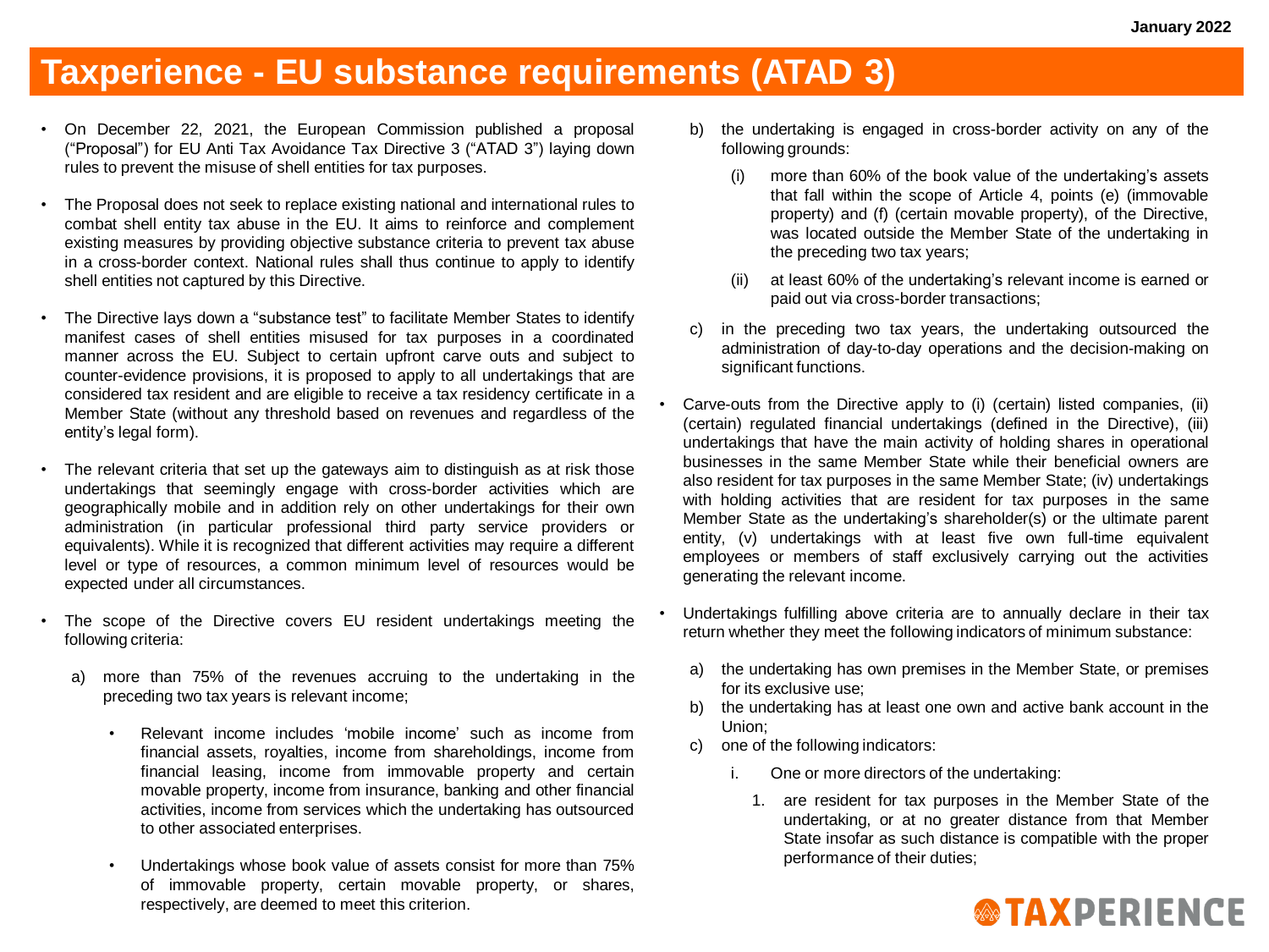# Taxperience - EU substance requirements (ATAD 3)

- On December 22, 2021, the European Commission published a proposal ("Proposal") for EU Anti Tax Avoidance Tax Directive 3 ("ATAD 3") laying down rules to prevent the misuse of shell entities for tax purposes.

- The Proposal does not seek to replace existing national and international rules to combat shell entity tax abuse in the EU. It aims to reinforce and complement existing measures by providing objective substance criteria to prevent tax abuse in a cross-border context. National rules shall thus continue to apply to identify shell entities not captured by this Directive.

- The Directive lays down a "substance test" to facilitate Member States to identify manifest cases of shell entities misused for tax purposes in a coordinated manner across the EU. Subject to certain upfront carve outs and subject to counter-evidence provisions, it is proposed to apply to all undertakings that are considered tax resident and are eligible to receive a tax residency certificate in a Member State (without any threshold based on revenues and regardless of the entity's legal form).

- The relevant criteria that set up the gateways aim to distinguish as at risk those undertakings that seemingly engage with cross-border activities which are geographically mobile and in addition rely on other undertakings for their own administration (in particular professional third party service providers or equivalents). While it is recognized that different activities may require a different level or type of resources, a common minimum level of resources would be expected under all circumstances.

- The scope of the Directive covers EU resident undertakings meeting the following criteria:

  a) more than 75% of the revenues accruing to the undertaking in the preceding two tax years is relevant income;

     - Relevant income includes 'mobile income' such as income from financial assets, royalties, income from shareholdings, income from financial leasing, income from immovable property and certain movable property, income from insurance, banking and other financial activities, income from services which the undertaking has outsourced to other associated enterprises.

     - Undertakings whose book value of assets consist for more than 75% of immovable property, certain movable property, or shares, respectively, are deemed to meet this criterion.

  b) the undertaking is engaged in cross-border activity on any of the following grounds:

     (i) more than 60% of the book value of the undertaking's assets that fall within the scope of Article 4, points (e) (immovable property) and (f) (certain movable property), of the Directive, was located outside the Member State of the undertaking in the preceding two tax years;

     (ii) at least 60% of the undertaking's relevant income is earned or paid out via cross-border transactions;

  c) in the preceding two tax years, the undertaking outsourced the administration of day-to-day operations and the decision-making on significant functions.

- Carve-outs from the Directive apply to (i) (certain) listed companies, (ii) (certain) regulated financial undertakings (defined in the Directive), (iii) undertakings that have the main activity of holding shares in operational businesses in the same Member State while their beneficial owners are also resident for tax purposes in the same Member State; (iv) undertakings with holding activities that are resident for tax purposes in the same Member State as the undertaking's shareholder(s) or the ultimate parent entity, (v) undertakings with at least five own full-time equivalent employees or members of staff exclusively carrying out the activities generating the relevant income.

- Undertakings fulfilling above criteria are to annually declare in their tax return whether they meet the following indicators of minimum substance:

  a) the undertaking has own premises in the Member State, or premises for its exclusive use;
  b) the undertaking has at least one own and active bank account in the Union;
  c) one of the following indicators:

     i. One or more directors of the undertaking:

        1. are resident for tax purposes in the Member State of the undertaking, or at no greater distance from that Member State insofar as such distance is compatible with the proper performance of their duties;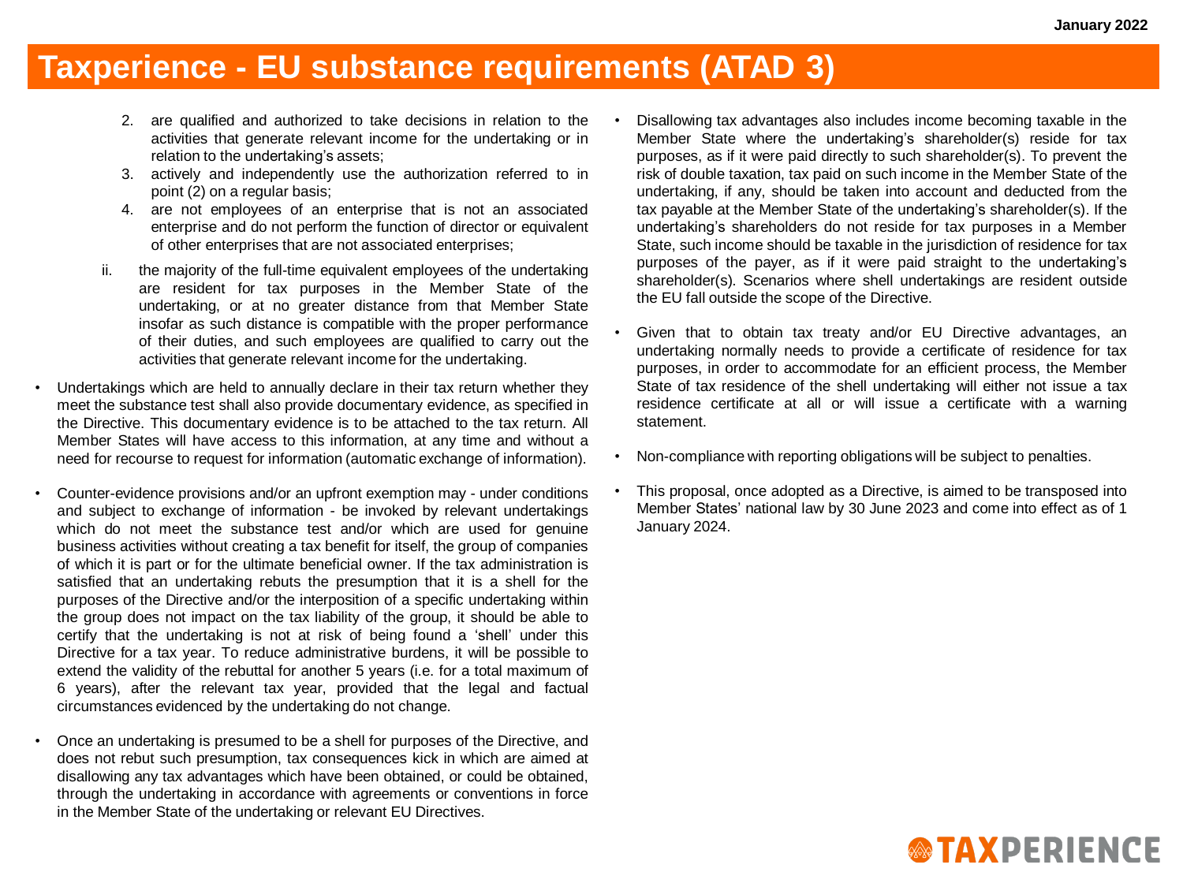# Taxperience - EU substance requirements (ATAD 3)

   2. are qualified and authorized to take decisions in relation to the activities that generate relevant income for the undertaking or in relation to the undertaking's assets;
   3. actively and independently use the authorization referred to in point (2) on a regular basis;
   4. are not employees of an enterprise that is not an associated enterprise and do not perform the function of director or equivalent of other enterprises that are not associated enterprises;

  ii. the majority of the full-time equivalent employees of the undertaking are resident for tax purposes in the Member State of the undertaking, or at no greater distance from that Member State insofar as such distance is compatible with the proper performance of their duties, and such employees are qualified to carry out the activities that generate relevant income for the undertaking.

- Undertakings which are held to annually declare in their tax return whether they meet the substance test shall also provide documentary evidence, as specified in the Directive. This documentary evidence is to be attached to the tax return. All Member States will have access to this information, at any time and without a need for recourse to request for information (automatic exchange of information).

- Counter-evidence provisions and/or an upfront exemption may - under conditions and subject to exchange of information - be invoked by relevant undertakings which do not meet the substance test and/or which are used for genuine business activities without creating a tax benefit for itself, the group of companies of which it is part or for the ultimate beneficial owner. If the tax administration is satisfied that an undertaking rebuts the presumption that it is a shell for the purposes of the Directive and/or the interposition of a specific undertaking within the group does not impact on the tax liability of the group, it should be able to certify that the undertaking is not at risk of being found a 'shell' under this Directive for a tax year. To reduce administrative burdens, it will be possible to extend the validity of the rebuttal for another 5 years (i.e. for a total maximum of 6 years), after the relevant tax year, provided that the legal and factual circumstances evidenced by the undertaking do not change.

- Once an undertaking is presumed to be a shell for purposes of the Directive, and does not rebut such presumption, tax consequences kick in which are aimed at disallowing any tax advantages which have been obtained, or could be obtained, through the undertaking in accordance with agreements or conventions in force in the Member State of the undertaking or relevant EU Directives.

- Disallowing tax advantages also includes income becoming taxable in the Member State where the undertaking's shareholder(s) reside for tax purposes, as if it were paid directly to such shareholder(s). To prevent the risk of double taxation, tax paid on such income in the Member State of the undertaking, if any, should be taken into account and deducted from the tax payable at the Member State of the undertaking's shareholder(s). If the undertaking's shareholders do not reside for tax purposes in a Member State, such income should be taxable in the jurisdiction of residence for tax purposes of the payer, as if it were paid straight to the undertaking's shareholder(s). Scenarios where shell undertakings are resident outside the EU fall outside the scope of the Directive.

- Given that to obtain tax treaty and/or EU Directive advantages, an undertaking normally needs to provide a certificate of residence for tax purposes, in order to accommodate for an efficient process, the Member State of tax residence of the shell undertaking will either not issue a tax residence certificate at all or will issue a certificate with a warning statement.

- Non-compliance with reporting obligations will be subject to penalties.

- This proposal, once adopted as a Directive, is aimed to be transposed into Member States' national law by 30 June 2023 and come into effect as of 1 January 2024.